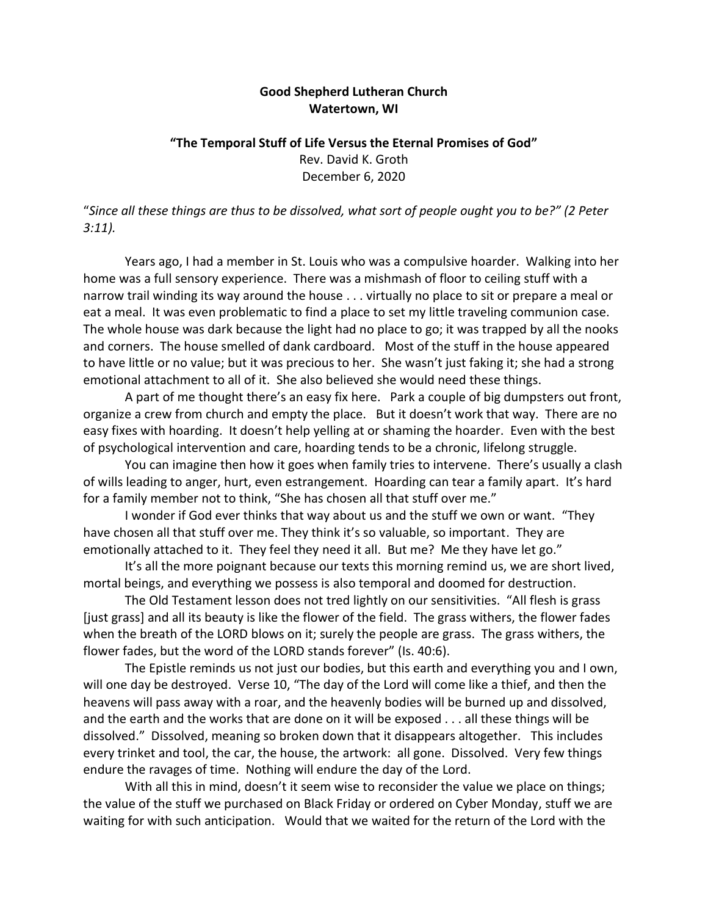**Good Shepherd Lutheran Church**
**Watertown, WI**

**"The Temporal Stuff of Life Versus the Eternal Promises of God"**
Rev. David K. Groth
December 6, 2020

"*Since all these things are thus to be dissolved, what sort of people ought you to be?" (2 Peter 3:11).*

Years ago, I had a member in St. Louis who was a compulsive hoarder. Walking into her home was a full sensory experience. There was a mishmash of floor to ceiling stuff with a narrow trail winding its way around the house . . . virtually no place to sit or prepare a meal or eat a meal. It was even problematic to find a place to set my little traveling communion case. The whole house was dark because the light had no place to go; it was trapped by all the nooks and corners. The house smelled of dank cardboard. Most of the stuff in the house appeared to have little or no value; but it was precious to her. She wasn't just faking it; she had a strong emotional attachment to all of it. She also believed she would need these things.

A part of me thought there's an easy fix here. Park a couple of big dumpsters out front, organize a crew from church and empty the place. But it doesn't work that way. There are no easy fixes with hoarding. It doesn't help yelling at or shaming the hoarder. Even with the best of psychological intervention and care, hoarding tends to be a chronic, lifelong struggle.

You can imagine then how it goes when family tries to intervene. There's usually a clash of wills leading to anger, hurt, even estrangement. Hoarding can tear a family apart. It's hard for a family member not to think, "She has chosen all that stuff over me."

I wonder if God ever thinks that way about us and the stuff we own or want. "They have chosen all that stuff over me. They think it's so valuable, so important. They are emotionally attached to it. They feel they need it all. But me? Me they have let go."

It's all the more poignant because our texts this morning remind us, we are short lived, mortal beings, and everything we possess is also temporal and doomed for destruction.

The Old Testament lesson does not tred lightly on our sensitivities. "All flesh is grass [just grass] and all its beauty is like the flower of the field. The grass withers, the flower fades when the breath of the LORD blows on it; surely the people are grass. The grass withers, the flower fades, but the word of the LORD stands forever" (Is. 40:6).

The Epistle reminds us not just our bodies, but this earth and everything you and I own, will one day be destroyed. Verse 10, "The day of the Lord will come like a thief, and then the heavens will pass away with a roar, and the heavenly bodies will be burned up and dissolved, and the earth and the works that are done on it will be exposed . . . all these things will be dissolved." Dissolved, meaning so broken down that it disappears altogether. This includes every trinket and tool, the car, the house, the artwork: all gone. Dissolved. Very few things endure the ravages of time. Nothing will endure the day of the Lord.

With all this in mind, doesn't it seem wise to reconsider the value we place on things; the value of the stuff we purchased on Black Friday or ordered on Cyber Monday, stuff we are waiting for with such anticipation. Would that we waited for the return of the Lord with the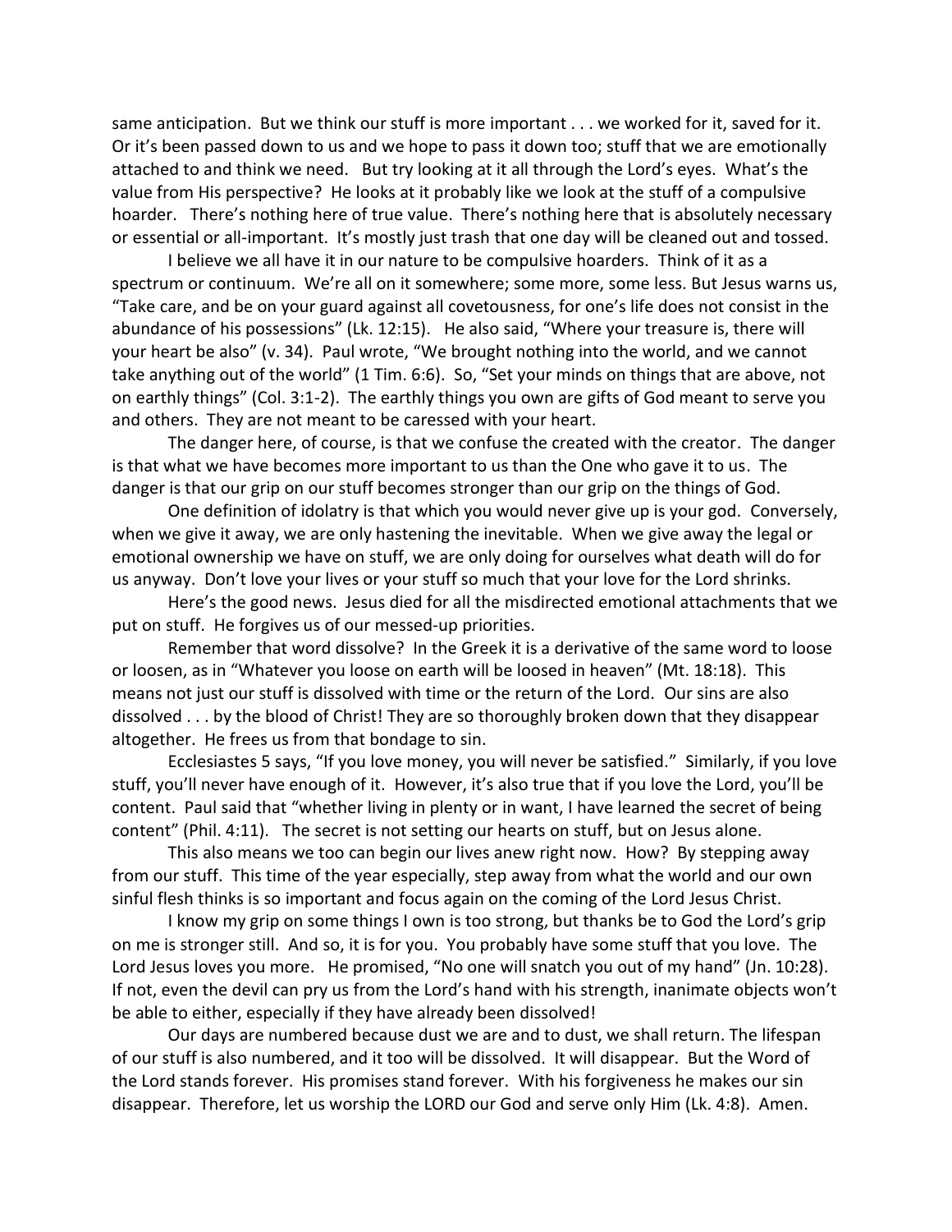same anticipation. But we think our stuff is more important . . . we worked for it, saved for it. Or it's been passed down to us and we hope to pass it down too; stuff that we are emotionally attached to and think we need. But try looking at it all through the Lord's eyes. What's the value from His perspective? He looks at it probably like we look at the stuff of a compulsive hoarder. There's nothing here of true value. There's nothing here that is absolutely necessary or essential or all-important. It's mostly just trash that one day will be cleaned out and tossed.

I believe we all have it in our nature to be compulsive hoarders. Think of it as a spectrum or continuum. We're all on it somewhere; some more, some less. But Jesus warns us, "Take care, and be on your guard against all covetousness, for one's life does not consist in the abundance of his possessions" (Lk. 12:15). He also said, "Where your treasure is, there will your heart be also" (v. 34). Paul wrote, "We brought nothing into the world, and we cannot take anything out of the world" (1 Tim. 6:6). So, "Set your minds on things that are above, not on earthly things" (Col. 3:1-2). The earthly things you own are gifts of God meant to serve you and others. They are not meant to be caressed with your heart.

The danger here, of course, is that we confuse the created with the creator. The danger is that what we have becomes more important to us than the One who gave it to us. The danger is that our grip on our stuff becomes stronger than our grip on the things of God.

One definition of idolatry is that which you would never give up is your god. Conversely, when we give it away, we are only hastening the inevitable. When we give away the legal or emotional ownership we have on stuff, we are only doing for ourselves what death will do for us anyway. Don't love your lives or your stuff so much that your love for the Lord shrinks.

Here's the good news. Jesus died for all the misdirected emotional attachments that we put on stuff. He forgives us of our messed-up priorities.

Remember that word dissolve? In the Greek it is a derivative of the same word to loose or loosen, as in "Whatever you loose on earth will be loosed in heaven" (Mt. 18:18). This means not just our stuff is dissolved with time or the return of the Lord. Our sins are also dissolved . . . by the blood of Christ! They are so thoroughly broken down that they disappear altogether. He frees us from that bondage to sin.

Ecclesiastes 5 says, "If you love money, you will never be satisfied." Similarly, if you love stuff, you'll never have enough of it. However, it's also true that if you love the Lord, you'll be content. Paul said that "whether living in plenty or in want, I have learned the secret of being content" (Phil. 4:11). The secret is not setting our hearts on stuff, but on Jesus alone.

This also means we too can begin our lives anew right now. How? By stepping away from our stuff. This time of the year especially, step away from what the world and our own sinful flesh thinks is so important and focus again on the coming of the Lord Jesus Christ.

I know my grip on some things I own is too strong, but thanks be to God the Lord's grip on me is stronger still. And so, it is for you. You probably have some stuff that you love. The Lord Jesus loves you more. He promised, "No one will snatch you out of my hand" (Jn. 10:28). If not, even the devil can pry us from the Lord's hand with his strength, inanimate objects won't be able to either, especially if they have already been dissolved!

Our days are numbered because dust we are and to dust, we shall return. The lifespan of our stuff is also numbered, and it too will be dissolved. It will disappear. But the Word of the Lord stands forever. His promises stand forever. With his forgiveness he makes our sin disappear. Therefore, let us worship the LORD our God and serve only Him (Lk. 4:8). Amen.